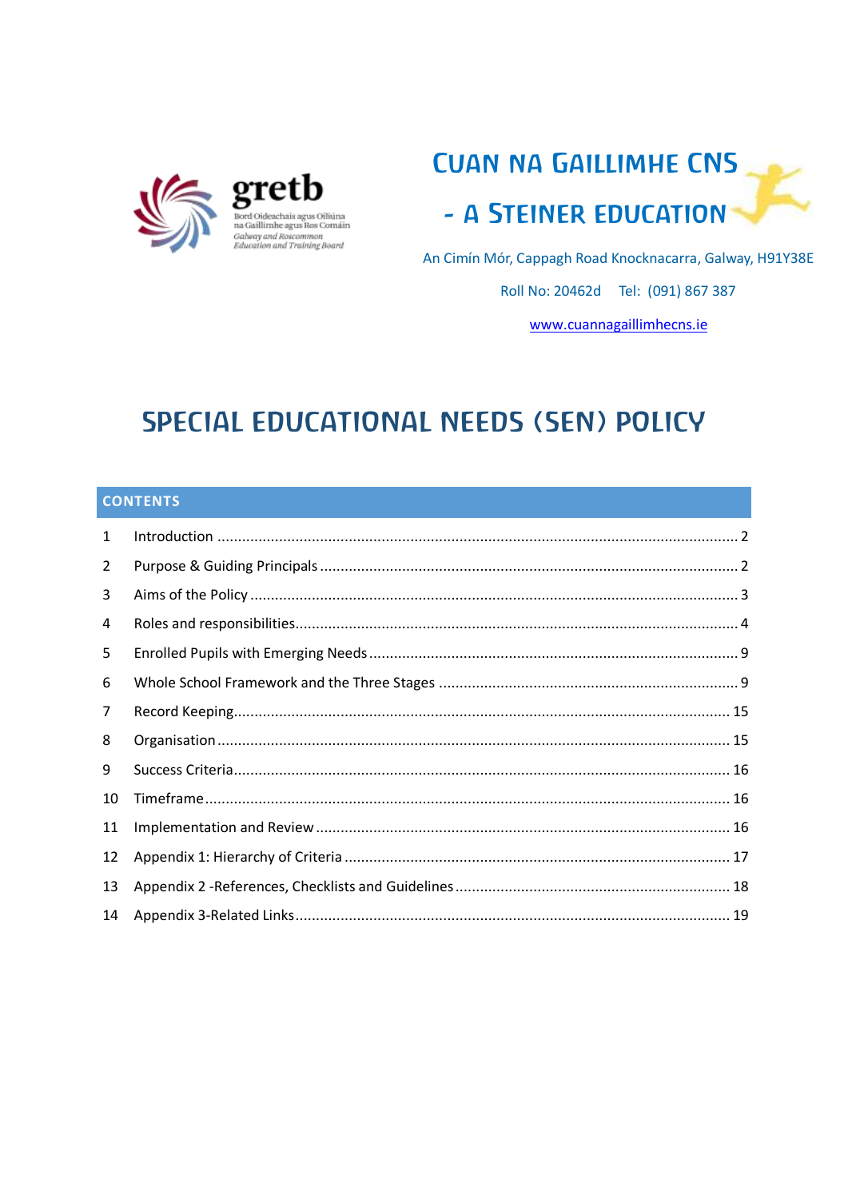gretb

Bord Oideachais agus Oiliúna na Gaillimhe agus Ros Comáin

Galway and Roscommon Education and Training Board

# CUAN NA GAILLIMHE CNS - A STEINER EDUCATION

An Cimín Mór, Cappagh Road Knocknacarra, Galway, H91Y38E

Roll No: 20462d Tel: (091) 867 387

www.cuannagaillimhecns.ie

# SPECIAL EDUCATIONAL NEEDS (SEN) POLICY

## CONTENTS

| | | |
|---|---|---|
| 1 | Introduction | 2 |
| 2 | Purpose & Guiding Principals | 2 |
| 3 | Aims of the Policy | 3 |
| 4 | Roles and responsibilities | 4 |
| 5 | Enrolled Pupils with Emerging Needs | 9 |
| 6 | Whole School Framework and the Three Stages | 9 |
| 7 | Record Keeping | 15 |
| 8 | Organisation | 15 |
| 9 | Success Criteria | 16 |
| 10 | Timeframe | 16 |
| 11 | Implementation and Review | 16 |
| 12 | Appendix 1: Hierarchy of Criteria | 17 |
| 13 | Appendix 2 -References, Checklists and Guidelines | 18 |
| 14 | Appendix 3-Related Links | 19 |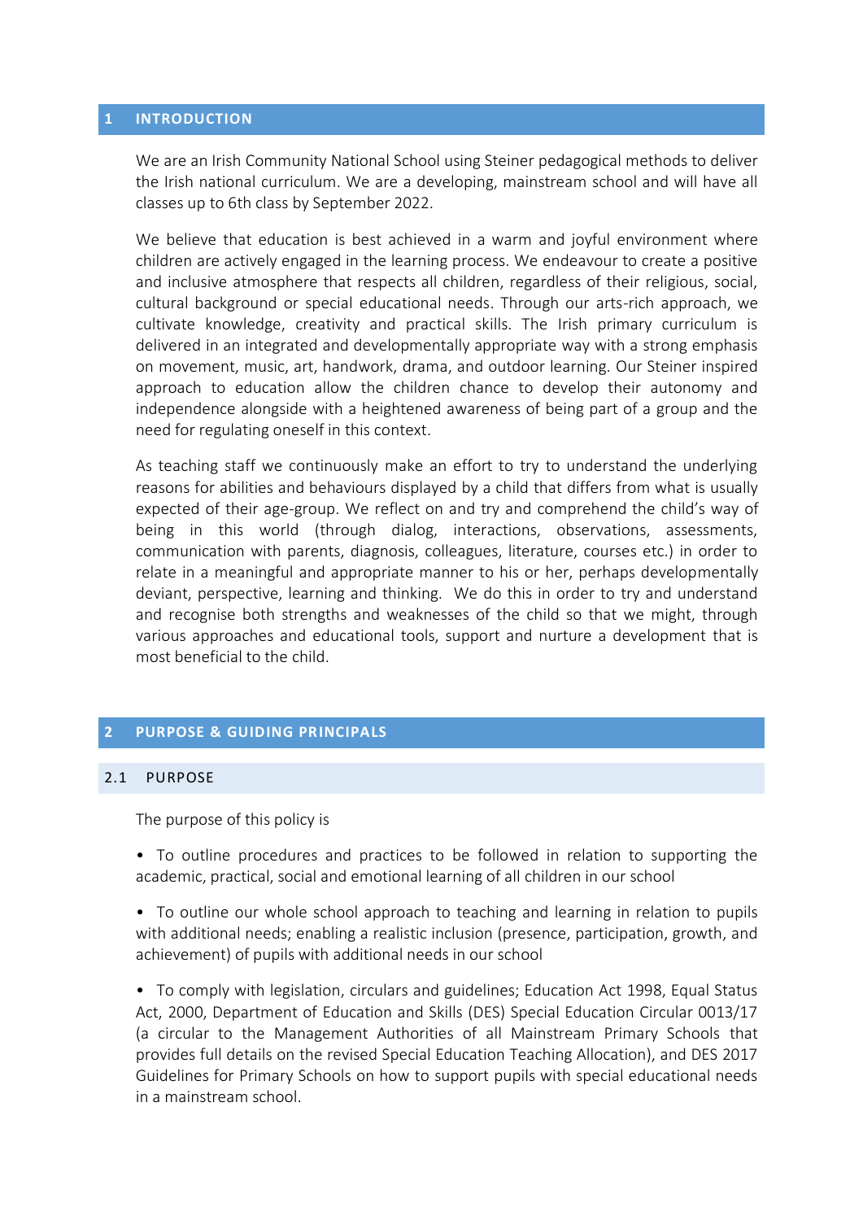## 1 INTRODUCTION

We are an Irish Community National School using Steiner pedagogical methods to deliver the Irish national curriculum. We are a developing, mainstream school and will have all classes up to 6th class by September 2022.

We believe that education is best achieved in a warm and joyful environment where children are actively engaged in the learning process. We endeavour to create a positive and inclusive atmosphere that respects all children, regardless of their religious, social, cultural background or special educational needs. Through our arts-rich approach, we cultivate knowledge, creativity and practical skills. The Irish primary curriculum is delivered in an integrated and developmentally appropriate way with a strong emphasis on movement, music, art, handwork, drama, and outdoor learning. Our Steiner inspired approach to education allow the children chance to develop their autonomy and independence alongside with a heightened awareness of being part of a group and the need for regulating oneself in this context.

As teaching staff we continuously make an effort to try to understand the underlying reasons for abilities and behaviours displayed by a child that differs from what is usually expected of their age-group. We reflect on and try and comprehend the child's way of being in this world (through dialog, interactions, observations, assessments, communication with parents, diagnosis, colleagues, literature, courses etc.) in order to relate in a meaningful and appropriate manner to his or her, perhaps developmentally deviant, perspective, learning and thinking. We do this in order to try and understand and recognise both strengths and weaknesses of the child so that we might, through various approaches and educational tools, support and nurture a development that is most beneficial to the child.

## 2 PURPOSE & GUIDING PRINCIPALS

### 2.1 PURPOSE

The purpose of this policy is

- To outline procedures and practices to be followed in relation to supporting the academic, practical, social and emotional learning of all children in our school

- To outline our whole school approach to teaching and learning in relation to pupils with additional needs; enabling a realistic inclusion (presence, participation, growth, and achievement) of pupils with additional needs in our school

- To comply with legislation, circulars and guidelines; Education Act 1998, Equal Status Act, 2000, Department of Education and Skills (DES) Special Education Circular 0013/17 (a circular to the Management Authorities of all Mainstream Primary Schools that provides full details on the revised Special Education Teaching Allocation), and DES 2017 Guidelines for Primary Schools on how to support pupils with special educational needs in a mainstream school.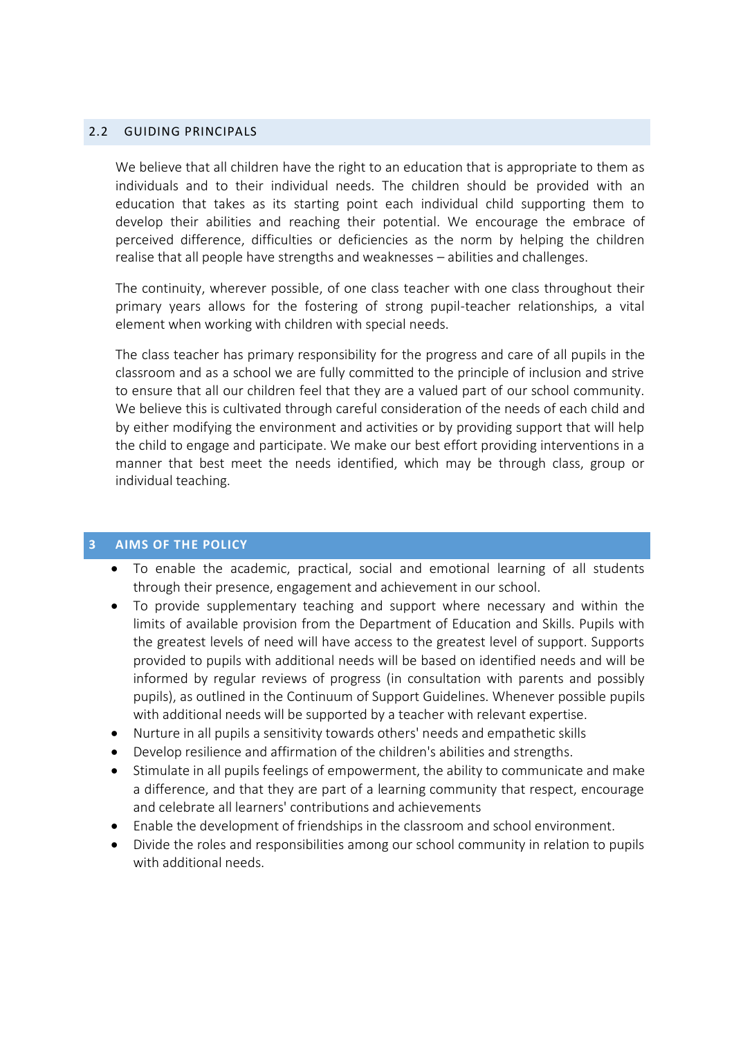### 2.2 GUIDING PRINCIPALS

We believe that all children have the right to an education that is appropriate to them as individuals and to their individual needs. The children should be provided with an education that takes as its starting point each individual child supporting them to develop their abilities and reaching their potential. We encourage the embrace of perceived difference, difficulties or deficiencies as the norm by helping the children realise that all people have strengths and weaknesses – abilities and challenges.

The continuity, wherever possible, of one class teacher with one class throughout their primary years allows for the fostering of strong pupil-teacher relationships, a vital element when working with children with special needs.

The class teacher has primary responsibility for the progress and care of all pupils in the classroom and as a school we are fully committed to the principle of inclusion and strive to ensure that all our children feel that they are a valued part of our school community. We believe this is cultivated through careful consideration of the needs of each child and by either modifying the environment and activities or by providing support that will help the child to engage and participate. We make our best effort providing interventions in a manner that best meet the needs identified, which may be through class, group or individual teaching.

## 3 AIMS OF THE POLICY

- To enable the academic, practical, social and emotional learning of all students through their presence, engagement and achievement in our school.
- To provide supplementary teaching and support where necessary and within the limits of available provision from the Department of Education and Skills. Pupils with the greatest levels of need will have access to the greatest level of support. Supports provided to pupils with additional needs will be based on identified needs and will be informed by regular reviews of progress (in consultation with parents and possibly pupils), as outlined in the Continuum of Support Guidelines. Whenever possible pupils with additional needs will be supported by a teacher with relevant expertise.
- Nurture in all pupils a sensitivity towards others' needs and empathetic skills
- Develop resilience and affirmation of the children's abilities and strengths.
- Stimulate in all pupils feelings of empowerment, the ability to communicate and make a difference, and that they are part of a learning community that respect, encourage and celebrate all learners' contributions and achievements
- Enable the development of friendships in the classroom and school environment.
- Divide the roles and responsibilities among our school community in relation to pupils with additional needs.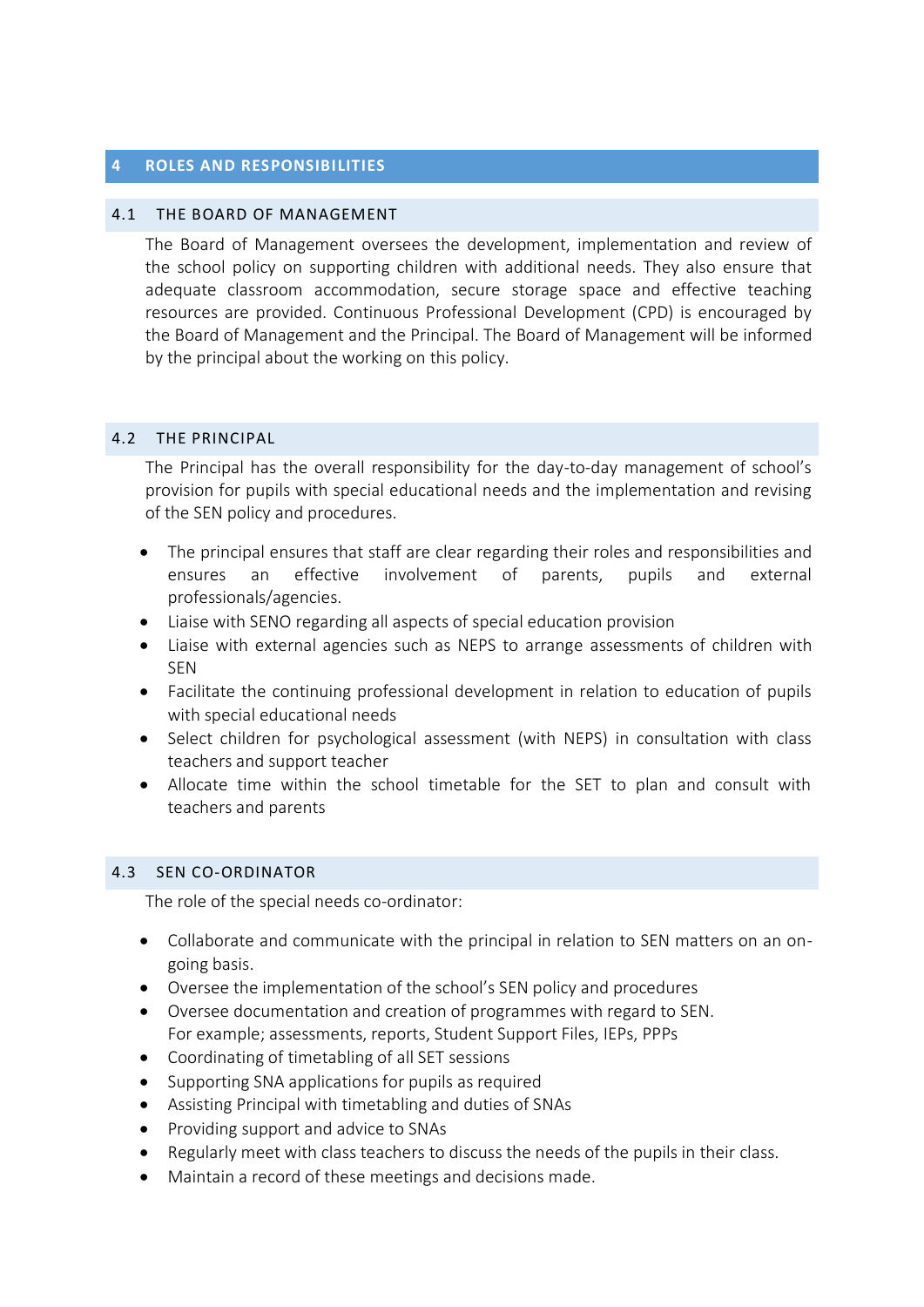## 4 ROLES AND RESPONSIBILITIES

### 4.1 THE BOARD OF MANAGEMENT

The Board of Management oversees the development, implementation and review of the school policy on supporting children with additional needs. They also ensure that adequate classroom accommodation, secure storage space and effective teaching resources are provided. Continuous Professional Development (CPD) is encouraged by the Board of Management and the Principal. The Board of Management will be informed by the principal about the working on this policy.

### 4.2 THE PRINCIPAL

The Principal has the overall responsibility for the day-to-day management of school's provision for pupils with special educational needs and the implementation and revising of the SEN policy and procedures.

- The principal ensures that staff are clear regarding their roles and responsibilities and ensures an effective involvement of parents, pupils and external professionals/agencies.
- Liaise with SENO regarding all aspects of special education provision
- Liaise with external agencies such as NEPS to arrange assessments of children with SEN
- Facilitate the continuing professional development in relation to education of pupils with special educational needs
- Select children for psychological assessment (with NEPS) in consultation with class teachers and support teacher
- Allocate time within the school timetable for the SET to plan and consult with teachers and parents

### 4.3 SEN CO-ORDINATOR

The role of the special needs co-ordinator:

- Collaborate and communicate with the principal in relation to SEN matters on an on-going basis.
- Oversee the implementation of the school's SEN policy and procedures
- Oversee documentation and creation of programmes with regard to SEN.
  For example; assessments, reports, Student Support Files, IEPs, PPPs
- Coordinating of timetabling of all SET sessions
- Supporting SNA applications for pupils as required
- Assisting Principal with timetabling and duties of SNAs
- Providing support and advice to SNAs
- Regularly meet with class teachers to discuss the needs of the pupils in their class.
- Maintain a record of these meetings and decisions made.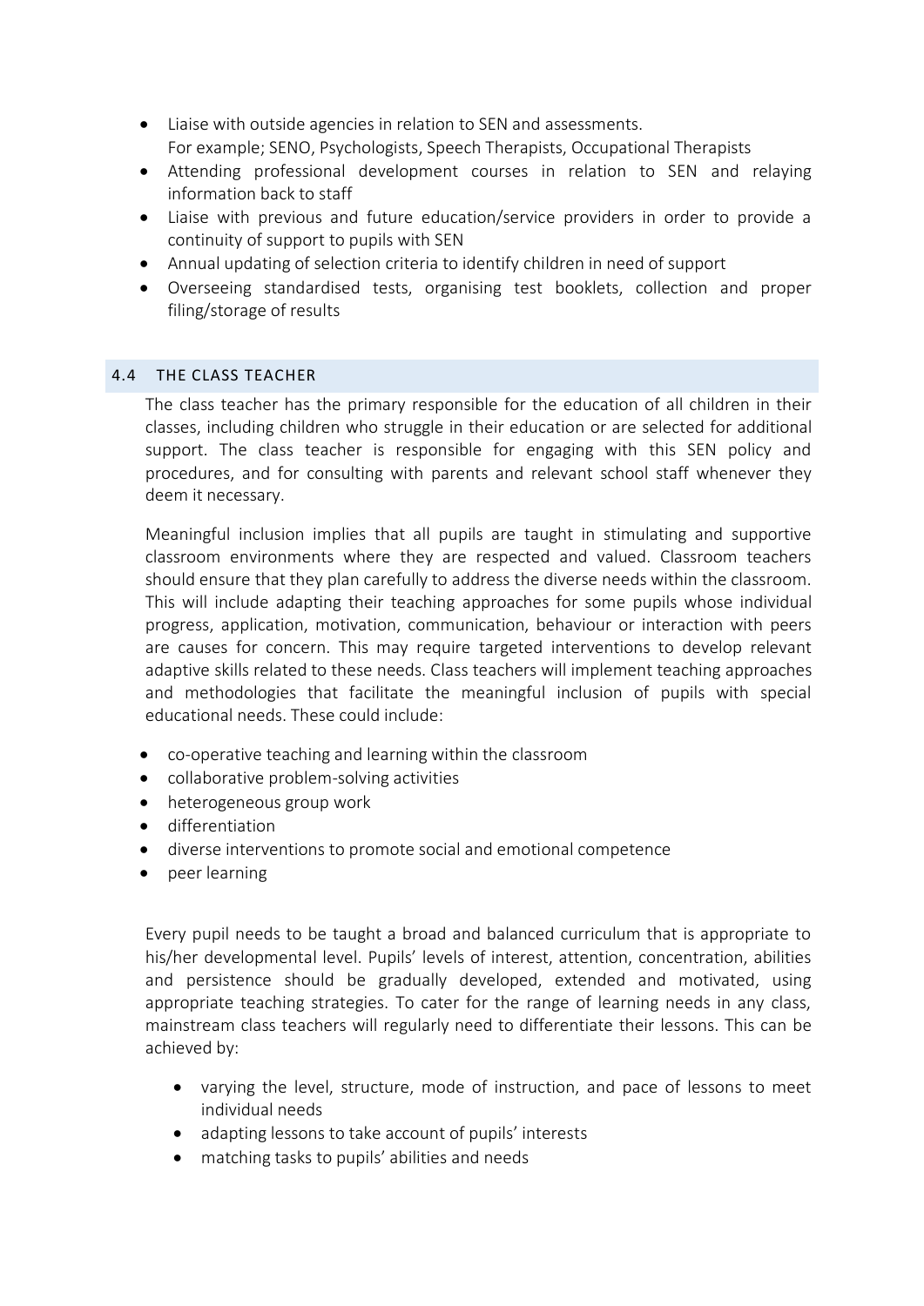- Liaise with outside agencies in relation to SEN and assessments.
  For example; SENO, Psychologists, Speech Therapists, Occupational Therapists
- Attending professional development courses in relation to SEN and relaying information back to staff
- Liaise with previous and future education/service providers in order to provide a continuity of support to pupils with SEN
- Annual updating of selection criteria to identify children in need of support
- Overseeing standardised tests, organising test booklets, collection and proper filing/storage of results

## 4.4 THE CLASS TEACHER

The class teacher has the primary responsible for the education of all children in their classes, including children who struggle in their education or are selected for additional support. The class teacher is responsible for engaging with this SEN policy and procedures, and for consulting with parents and relevant school staff whenever they deem it necessary.

Meaningful inclusion implies that all pupils are taught in stimulating and supportive classroom environments where they are respected and valued. Classroom teachers should ensure that they plan carefully to address the diverse needs within the classroom. This will include adapting their teaching approaches for some pupils whose individual progress, application, motivation, communication, behaviour or interaction with peers are causes for concern. This may require targeted interventions to develop relevant adaptive skills related to these needs. Class teachers will implement teaching approaches and methodologies that facilitate the meaningful inclusion of pupils with special educational needs. These could include:

- co-operative teaching and learning within the classroom
- collaborative problem-solving activities
- heterogeneous group work
- differentiation
- diverse interventions to promote social and emotional competence
- peer learning

Every pupil needs to be taught a broad and balanced curriculum that is appropriate to his/her developmental level. Pupils' levels of interest, attention, concentration, abilities and persistence should be gradually developed, extended and motivated, using appropriate teaching strategies. To cater for the range of learning needs in any class, mainstream class teachers will regularly need to differentiate their lessons. This can be achieved by:

- varying the level, structure, mode of instruction, and pace of lessons to meet individual needs
- adapting lessons to take account of pupils' interests
- matching tasks to pupils' abilities and needs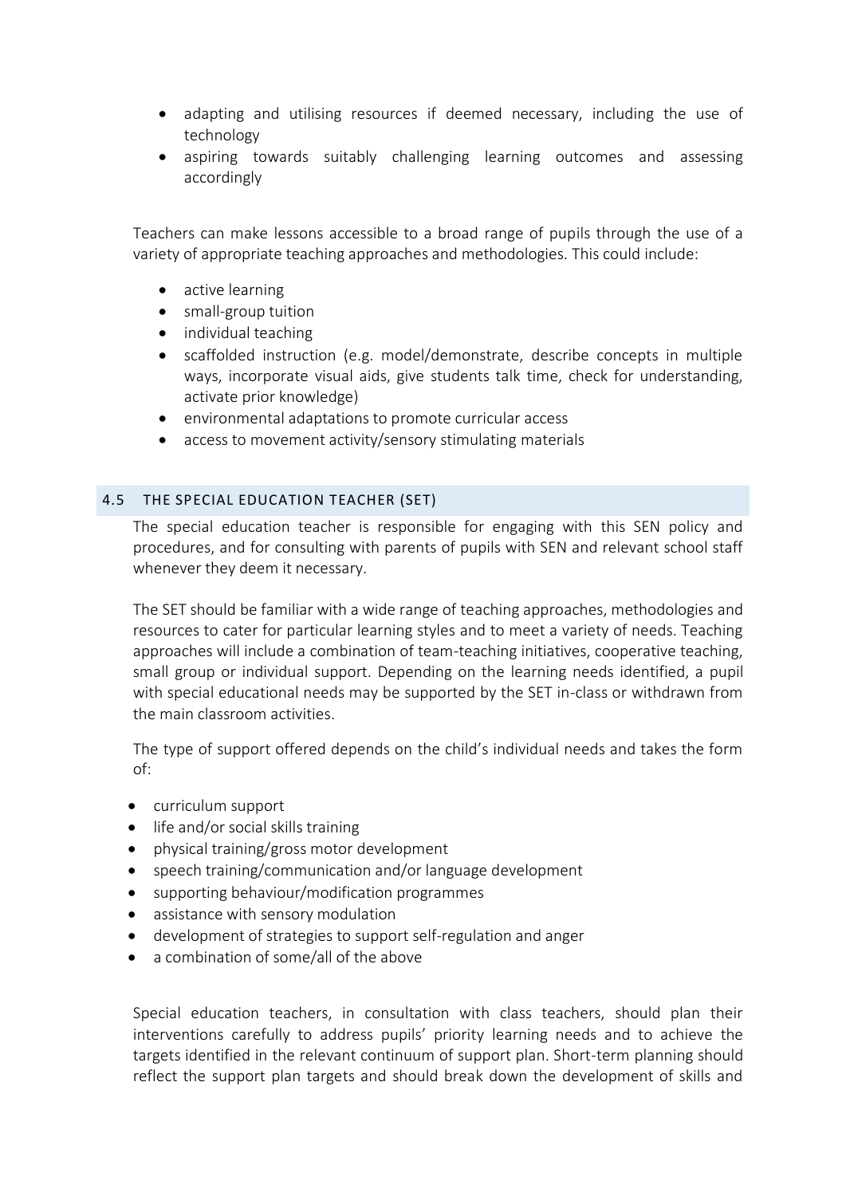- adapting and utilising resources if deemed necessary, including the use of technology
- aspiring towards suitably challenging learning outcomes and assessing accordingly

Teachers can make lessons accessible to a broad range of pupils through the use of a variety of appropriate teaching approaches and methodologies. This could include:

- active learning
- small-group tuition
- individual teaching
- scaffolded instruction (e.g. model/demonstrate, describe concepts in multiple ways, incorporate visual aids, give students talk time, check for understanding, activate prior knowledge)
- environmental adaptations to promote curricular access
- access to movement activity/sensory stimulating materials

## 4.5 THE SPECIAL EDUCATION TEACHER (SET)

The special education teacher is responsible for engaging with this SEN policy and procedures, and for consulting with parents of pupils with SEN and relevant school staff whenever they deem it necessary.

The SET should be familiar with a wide range of teaching approaches, methodologies and resources to cater for particular learning styles and to meet a variety of needs. Teaching approaches will include a combination of team-teaching initiatives, cooperative teaching, small group or individual support. Depending on the learning needs identified, a pupil with special educational needs may be supported by the SET in-class or withdrawn from the main classroom activities.

The type of support offered depends on the child's individual needs and takes the form of:

- curriculum support
- life and/or social skills training
- physical training/gross motor development
- speech training/communication and/or language development
- supporting behaviour/modification programmes
- assistance with sensory modulation
- development of strategies to support self-regulation and anger
- a combination of some/all of the above

Special education teachers, in consultation with class teachers, should plan their interventions carefully to address pupils' priority learning needs and to achieve the targets identified in the relevant continuum of support plan. Short-term planning should reflect the support plan targets and should break down the development of skills and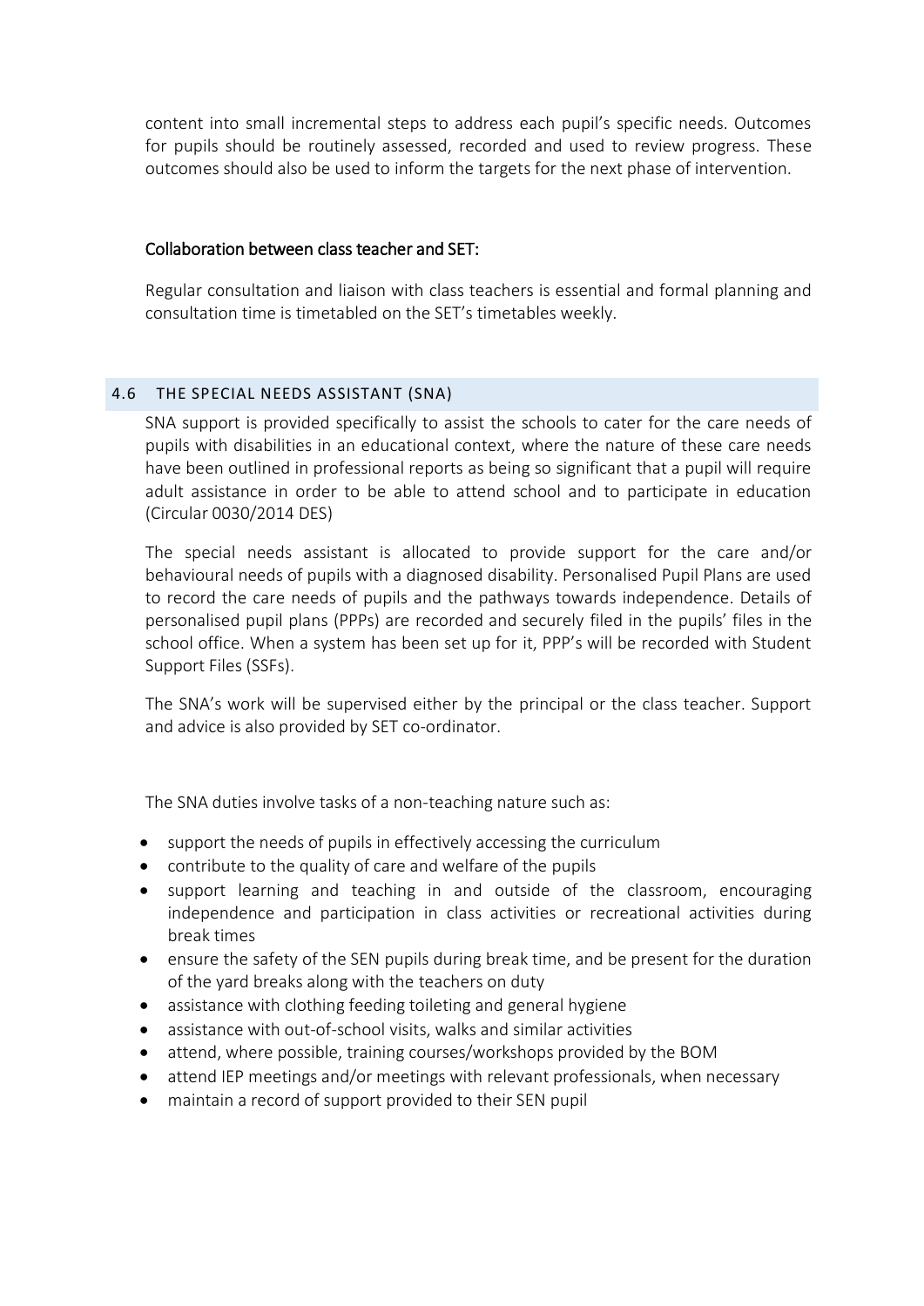content into small incremental steps to address each pupil's specific needs. Outcomes for pupils should be routinely assessed, recorded and used to review progress. These outcomes should also be used to inform the targets for the next phase of intervention.

#### Collaboration between class teacher and SET:

Regular consultation and liaison with class teachers is essential and formal planning and consultation time is timetabled on the SET's timetables weekly.

### 4.6 THE SPECIAL NEEDS ASSISTANT (SNA)

SNA support is provided specifically to assist the schools to cater for the care needs of pupils with disabilities in an educational context, where the nature of these care needs have been outlined in professional reports as being so significant that a pupil will require adult assistance in order to be able to attend school and to participate in education (Circular 0030/2014 DES)

The special needs assistant is allocated to provide support for the care and/or behavioural needs of pupils with a diagnosed disability. Personalised Pupil Plans are used to record the care needs of pupils and the pathways towards independence. Details of personalised pupil plans (PPPs) are recorded and securely filed in the pupils' files in the school office. When a system has been set up for it, PPP's will be recorded with Student Support Files (SSFs).

The SNA's work will be supervised either by the principal or the class teacher. Support and advice is also provided by SET co-ordinator.

The SNA duties involve tasks of a non-teaching nature such as:

- support the needs of pupils in effectively accessing the curriculum
- contribute to the quality of care and welfare of the pupils
- support learning and teaching in and outside of the classroom, encouraging independence and participation in class activities or recreational activities during break times
- ensure the safety of the SEN pupils during break time, and be present for the duration of the yard breaks along with the teachers on duty
- assistance with clothing feeding toileting and general hygiene
- assistance with out-of-school visits, walks and similar activities
- attend, where possible, training courses/workshops provided by the BOM
- attend IEP meetings and/or meetings with relevant professionals, when necessary
- maintain a record of support provided to their SEN pupil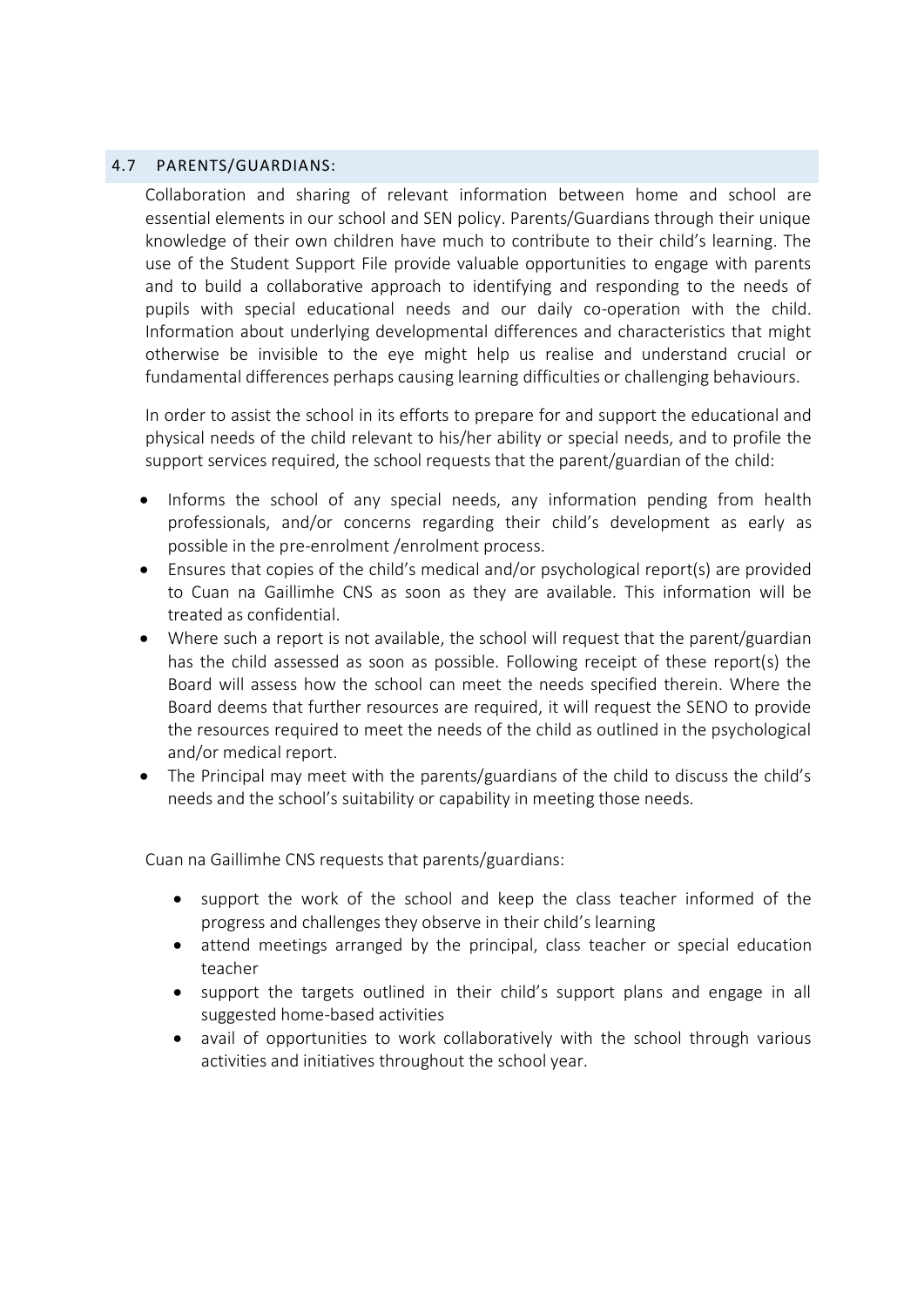## 4.7 PARENTS/GUARDIANS:

Collaboration and sharing of relevant information between home and school are essential elements in our school and SEN policy. Parents/Guardians through their unique knowledge of their own children have much to contribute to their child's learning. The use of the Student Support File provide valuable opportunities to engage with parents and to build a collaborative approach to identifying and responding to the needs of pupils with special educational needs and our daily co-operation with the child. Information about underlying developmental differences and characteristics that might otherwise be invisible to the eye might help us realise and understand crucial or fundamental differences perhaps causing learning difficulties or challenging behaviours.

In order to assist the school in its efforts to prepare for and support the educational and physical needs of the child relevant to his/her ability or special needs, and to profile the support services required, the school requests that the parent/guardian of the child:

- Informs the school of any special needs, any information pending from health professionals, and/or concerns regarding their child's development as early as possible in the pre-enrolment /enrolment process.
- Ensures that copies of the child's medical and/or psychological report(s) are provided to Cuan na Gaillimhe CNS as soon as they are available. This information will be treated as confidential.
- Where such a report is not available, the school will request that the parent/guardian has the child assessed as soon as possible. Following receipt of these report(s) the Board will assess how the school can meet the needs specified therein. Where the Board deems that further resources are required, it will request the SENO to provide the resources required to meet the needs of the child as outlined in the psychological and/or medical report.
- The Principal may meet with the parents/guardians of the child to discuss the child's needs and the school's suitability or capability in meeting those needs.

Cuan na Gaillimhe CNS requests that parents/guardians:

- support the work of the school and keep the class teacher informed of the progress and challenges they observe in their child's learning
- attend meetings arranged by the principal, class teacher or special education teacher
- support the targets outlined in their child's support plans and engage in all suggested home-based activities
- avail of opportunities to work collaboratively with the school through various activities and initiatives throughout the school year.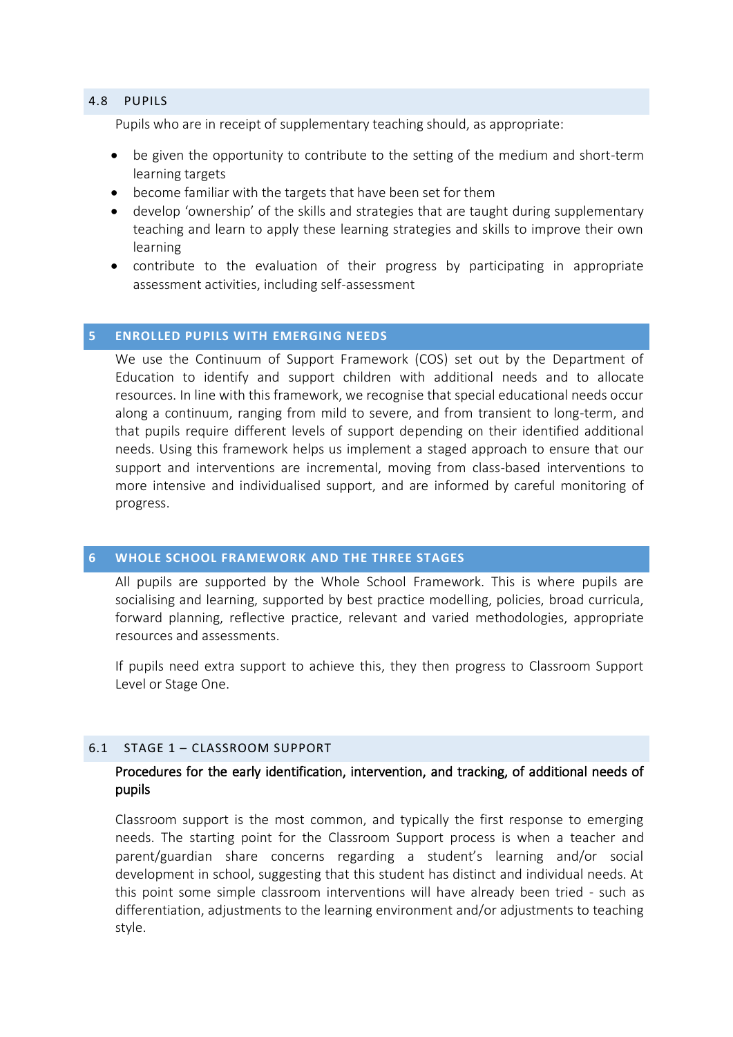### 4.8 PUPILS

Pupils who are in receipt of supplementary teaching should, as appropriate:

- be given the opportunity to contribute to the setting of the medium and short-term learning targets
- become familiar with the targets that have been set for them
- develop 'ownership' of the skills and strategies that are taught during supplementary teaching and learn to apply these learning strategies and skills to improve their own learning
- contribute to the evaluation of their progress by participating in appropriate assessment activities, including self-assessment

## 5 ENROLLED PUPILS WITH EMERGING NEEDS

We use the Continuum of Support Framework (COS) set out by the Department of Education to identify and support children with additional needs and to allocate resources. In line with this framework, we recognise that special educational needs occur along a continuum, ranging from mild to severe, and from transient to long-term, and that pupils require different levels of support depending on their identified additional needs. Using this framework helps us implement a staged approach to ensure that our support and interventions are incremental, moving from class-based interventions to more intensive and individualised support, and are informed by careful monitoring of progress.

## 6 WHOLE SCHOOL FRAMEWORK AND THE THREE STAGES

All pupils are supported by the Whole School Framework. This is where pupils are socialising and learning, supported by best practice modelling, policies, broad curricula, forward planning, reflective practice, relevant and varied methodologies, appropriate resources and assessments.

If pupils need extra support to achieve this, they then progress to Classroom Support Level or Stage One.

### 6.1 STAGE 1 – CLASSROOM SUPPORT

**Procedures for the early identification, intervention, and tracking, of additional needs of pupils**

Classroom support is the most common, and typically the first response to emerging needs. The starting point for the Classroom Support process is when a teacher and parent/guardian share concerns regarding a student's learning and/or social development in school, suggesting that this student has distinct and individual needs. At this point some simple classroom interventions will have already been tried - such as differentiation, adjustments to the learning environment and/or adjustments to teaching style.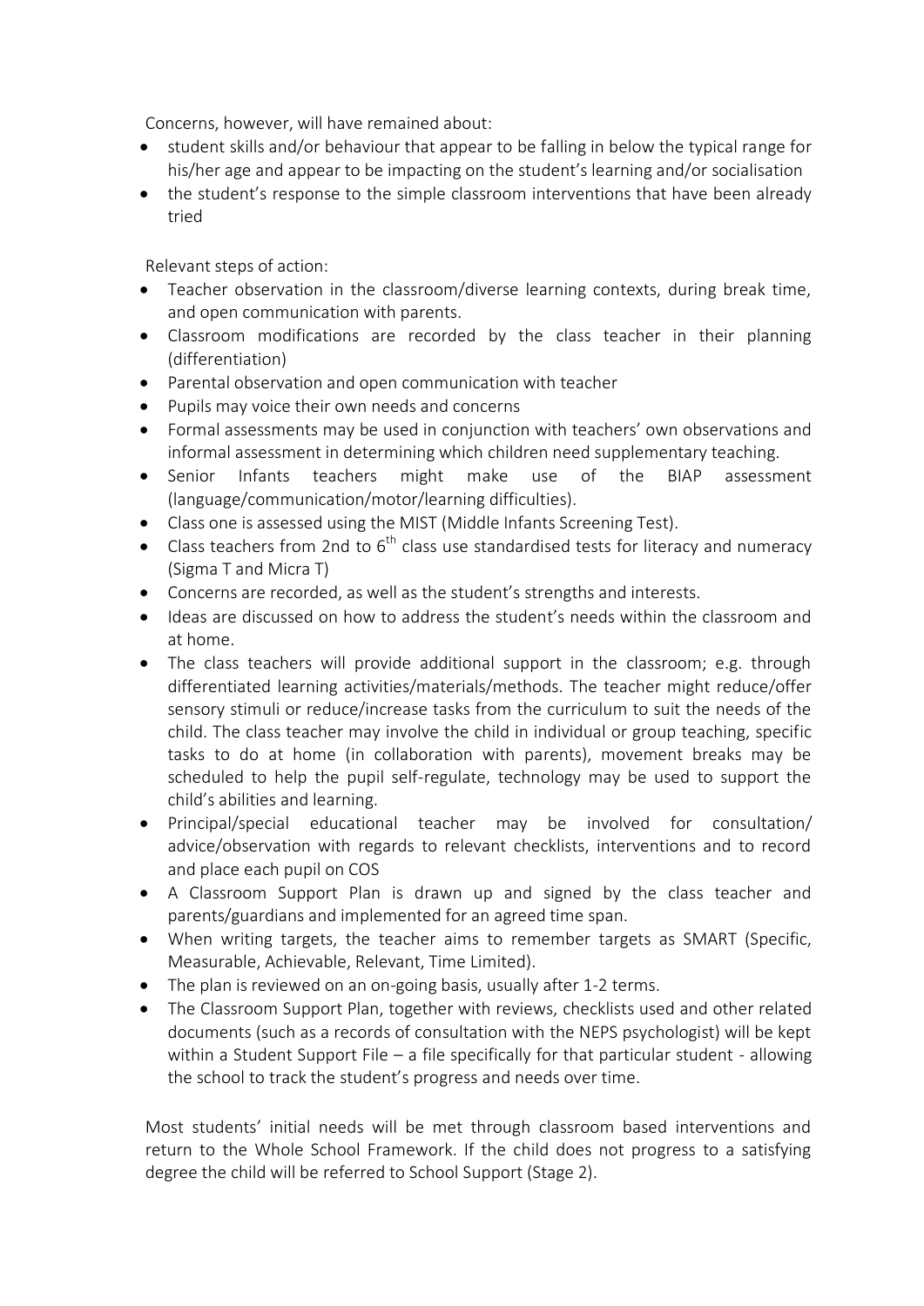Concerns, however, will have remained about:

- student skills and/or behaviour that appear to be falling in below the typical range for his/her age and appear to be impacting on the student's learning and/or socialisation
- the student's response to the simple classroom interventions that have been already tried

Relevant steps of action:

- Teacher observation in the classroom/diverse learning contexts, during break time, and open communication with parents.
- Classroom modifications are recorded by the class teacher in their planning (differentiation)
- Parental observation and open communication with teacher
- Pupils may voice their own needs and concerns
- Formal assessments may be used in conjunction with teachers' own observations and informal assessment in determining which children need supplementary teaching.
- Senior Infants teachers might make use of the BIAP assessment (language/communication/motor/learning difficulties).
- Class one is assessed using the MIST (Middle Infants Screening Test).
- Class teachers from 2nd to 6th class use standardised tests for literacy and numeracy (Sigma T and Micra T)
- Concerns are recorded, as well as the student's strengths and interests.
- Ideas are discussed on how to address the student's needs within the classroom and at home.
- The class teachers will provide additional support in the classroom; e.g. through differentiated learning activities/materials/methods. The teacher might reduce/offer sensory stimuli or reduce/increase tasks from the curriculum to suit the needs of the child. The class teacher may involve the child in individual or group teaching, specific tasks to do at home (in collaboration with parents), movement breaks may be scheduled to help the pupil self-regulate, technology may be used to support the child's abilities and learning.
- Principal/special educational teacher may be involved for consultation/ advice/observation with regards to relevant checklists, interventions and to record and place each pupil on COS
- A Classroom Support Plan is drawn up and signed by the class teacher and parents/guardians and implemented for an agreed time span.
- When writing targets, the teacher aims to remember targets as SMART (Specific, Measurable, Achievable, Relevant, Time Limited).
- The plan is reviewed on an on-going basis, usually after 1-2 terms.
- The Classroom Support Plan, together with reviews, checklists used and other related documents (such as a records of consultation with the NEPS psychologist) will be kept within a Student Support File – a file specifically for that particular student - allowing the school to track the student's progress and needs over time.

Most students' initial needs will be met through classroom based interventions and return to the Whole School Framework. If the child does not progress to a satisfying degree the child will be referred to School Support (Stage 2).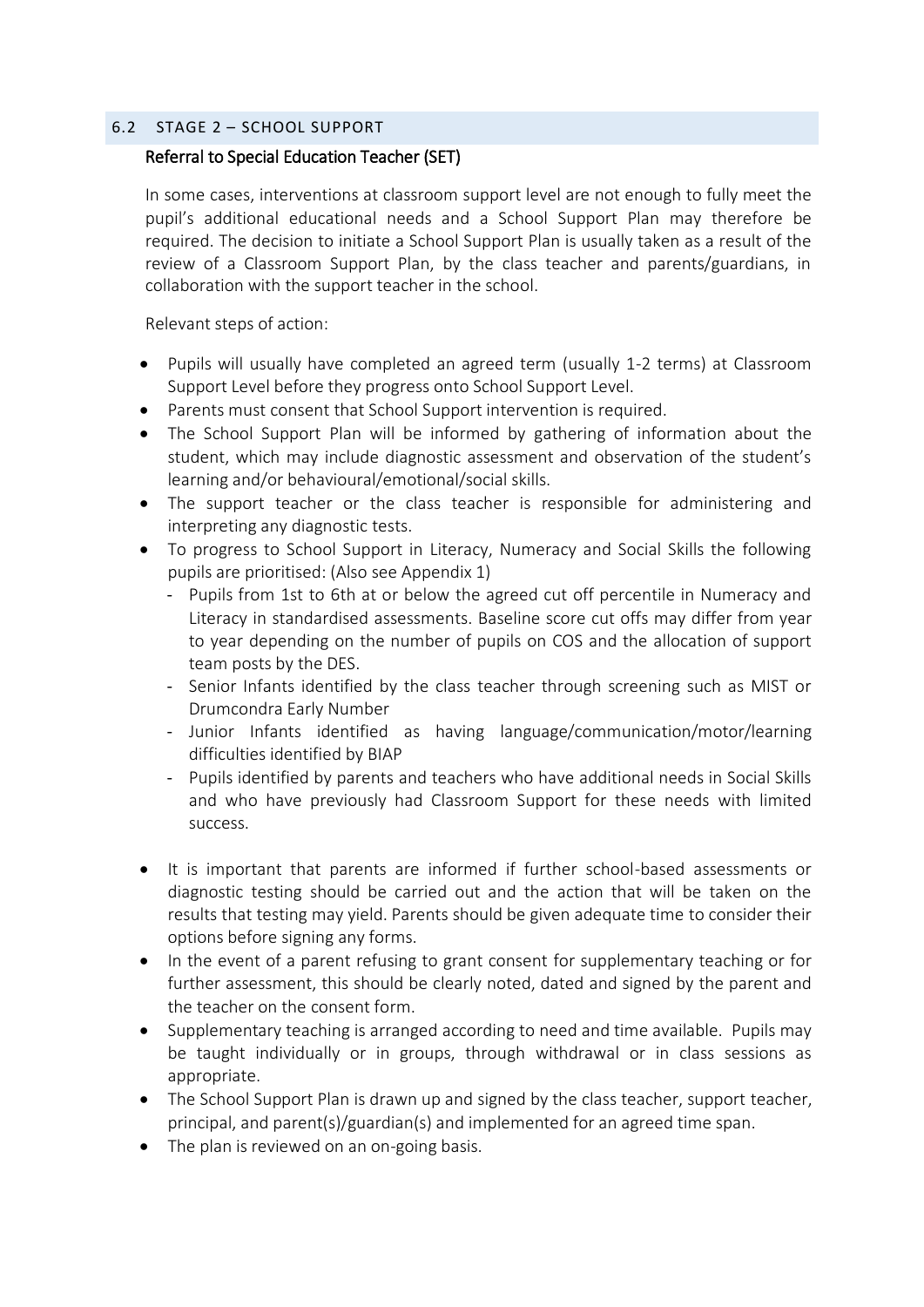## 6.2 STAGE 2 – SCHOOL SUPPORT

### Referral to Special Education Teacher (SET)

In some cases, interventions at classroom support level are not enough to fully meet the pupil's additional educational needs and a School Support Plan may therefore be required. The decision to initiate a School Support Plan is usually taken as a result of the review of a Classroom Support Plan, by the class teacher and parents/guardians, in collaboration with the support teacher in the school.

Relevant steps of action:

- Pupils will usually have completed an agreed term (usually 1-2 terms) at Classroom Support Level before they progress onto School Support Level.
- Parents must consent that School Support intervention is required.
- The School Support Plan will be informed by gathering of information about the student, which may include diagnostic assessment and observation of the student's learning and/or behavioural/emotional/social skills.
- The support teacher or the class teacher is responsible for administering and interpreting any diagnostic tests.
- To progress to School Support in Literacy, Numeracy and Social Skills the following pupils are prioritised: (Also see Appendix 1)
  - Pupils from 1st to 6th at or below the agreed cut off percentile in Numeracy and Literacy in standardised assessments. Baseline score cut offs may differ from year to year depending on the number of pupils on COS and the allocation of support team posts by the DES.
  - Senior Infants identified by the class teacher through screening such as MIST or Drumcondra Early Number
  - Junior Infants identified as having language/communication/motor/learning difficulties identified by BIAP
  - Pupils identified by parents and teachers who have additional needs in Social Skills and who have previously had Classroom Support for these needs with limited success.
- It is important that parents are informed if further school-based assessments or diagnostic testing should be carried out and the action that will be taken on the results that testing may yield. Parents should be given adequate time to consider their options before signing any forms.
- In the event of a parent refusing to grant consent for supplementary teaching or for further assessment, this should be clearly noted, dated and signed by the parent and the teacher on the consent form.
- Supplementary teaching is arranged according to need and time available. Pupils may be taught individually or in groups, through withdrawal or in class sessions as appropriate.
- The School Support Plan is drawn up and signed by the class teacher, support teacher, principal, and parent(s)/guardian(s) and implemented for an agreed time span.
- The plan is reviewed on an on-going basis.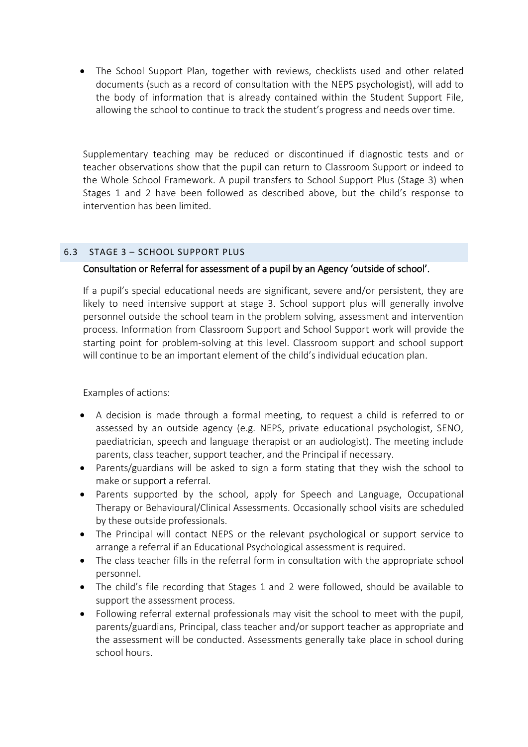- The School Support Plan, together with reviews, checklists used and other related documents (such as a record of consultation with the NEPS psychologist), will add to the body of information that is already contained within the Student Support File, allowing the school to continue to track the student's progress and needs over time.

Supplementary teaching may be reduced or discontinued if diagnostic tests and or teacher observations show that the pupil can return to Classroom Support or indeed to the Whole School Framework. A pupil transfers to School Support Plus (Stage 3) when Stages 1 and 2 have been followed as described above, but the child's response to intervention has been limited.

## 6.3 STAGE 3 – SCHOOL SUPPORT PLUS

Consultation or Referral for assessment of a pupil by an Agency 'outside of school'.

If a pupil's special educational needs are significant, severe and/or persistent, they are likely to need intensive support at stage 3. School support plus will generally involve personnel outside the school team in the problem solving, assessment and intervention process. Information from Classroom Support and School Support work will provide the starting point for problem-solving at this level. Classroom support and school support will continue to be an important element of the child's individual education plan.

Examples of actions:

- A decision is made through a formal meeting, to request a child is referred to or assessed by an outside agency (e.g. NEPS, private educational psychologist, SENO, paediatrician, speech and language therapist or an audiologist). The meeting include parents, class teacher, support teacher, and the Principal if necessary.
- Parents/guardians will be asked to sign a form stating that they wish the school to make or support a referral.
- Parents supported by the school, apply for Speech and Language, Occupational Therapy or Behavioural/Clinical Assessments. Occasionally school visits are scheduled by these outside professionals.
- The Principal will contact NEPS or the relevant psychological or support service to arrange a referral if an Educational Psychological assessment is required.
- The class teacher fills in the referral form in consultation with the appropriate school personnel.
- The child's file recording that Stages 1 and 2 were followed, should be available to support the assessment process.
- Following referral external professionals may visit the school to meet with the pupil, parents/guardians, Principal, class teacher and/or support teacher as appropriate and the assessment will be conducted. Assessments generally take place in school during school hours.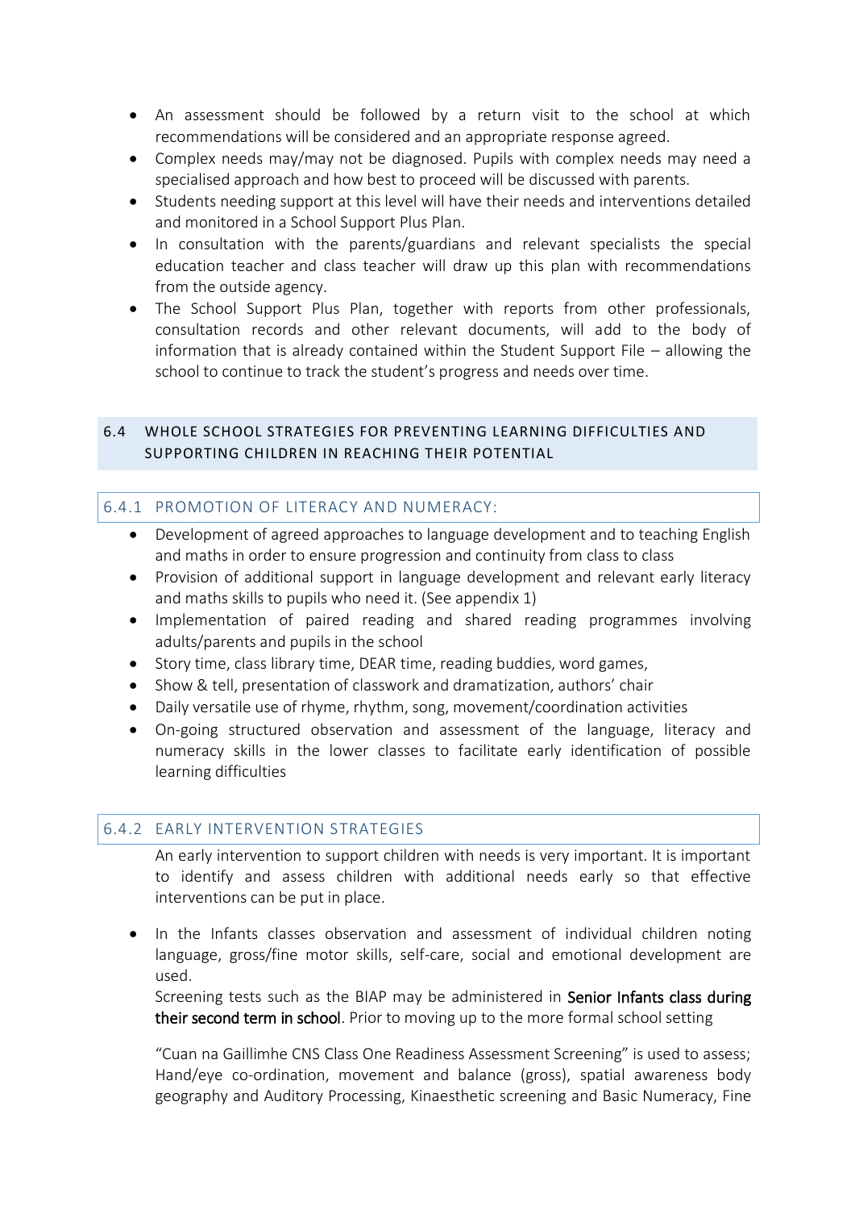- An assessment should be followed by a return visit to the school at which recommendations will be considered and an appropriate response agreed.
- Complex needs may/may not be diagnosed. Pupils with complex needs may need a specialised approach and how best to proceed will be discussed with parents.
- Students needing support at this level will have their needs and interventions detailed and monitored in a School Support Plus Plan.
- In consultation with the parents/guardians and relevant specialists the special education teacher and class teacher will draw up this plan with recommendations from the outside agency.
- The School Support Plus Plan, together with reports from other professionals, consultation records and other relevant documents, will add to the body of information that is already contained within the Student Support File – allowing the school to continue to track the student's progress and needs over time.

## 6.4 WHOLE SCHOOL STRATEGIES FOR PREVENTING LEARNING DIFFICULTIES AND SUPPORTING CHILDREN IN REACHING THEIR POTENTIAL

### 6.4.1 PROMOTION OF LITERACY AND NUMERACY:

- Development of agreed approaches to language development and to teaching English and maths in order to ensure progression and continuity from class to class
- Provision of additional support in language development and relevant early literacy and maths skills to pupils who need it. (See appendix 1)
- Implementation of paired reading and shared reading programmes involving adults/parents and pupils in the school
- Story time, class library time, DEAR time, reading buddies, word games,
- Show & tell, presentation of classwork and dramatization, authors' chair
- Daily versatile use of rhyme, rhythm, song, movement/coordination activities
- On-going structured observation and assessment of the language, literacy and numeracy skills in the lower classes to facilitate early identification of possible learning difficulties

### 6.4.2 EARLY INTERVENTION STRATEGIES

An early intervention to support children with needs is very important. It is important to identify and assess children with additional needs early so that effective interventions can be put in place.

- In the Infants classes observation and assessment of individual children noting language, gross/fine motor skills, self-care, social and emotional development are used.

  Screening tests such as the BIAP may be administered in Senior Infants class during their second term in school. Prior to moving up to the more formal school setting

  "Cuan na Gaillimhe CNS Class One Readiness Assessment Screening" is used to assess; Hand/eye co-ordination, movement and balance (gross), spatial awareness body geography and Auditory Processing, Kinaesthetic screening and Basic Numeracy, Fine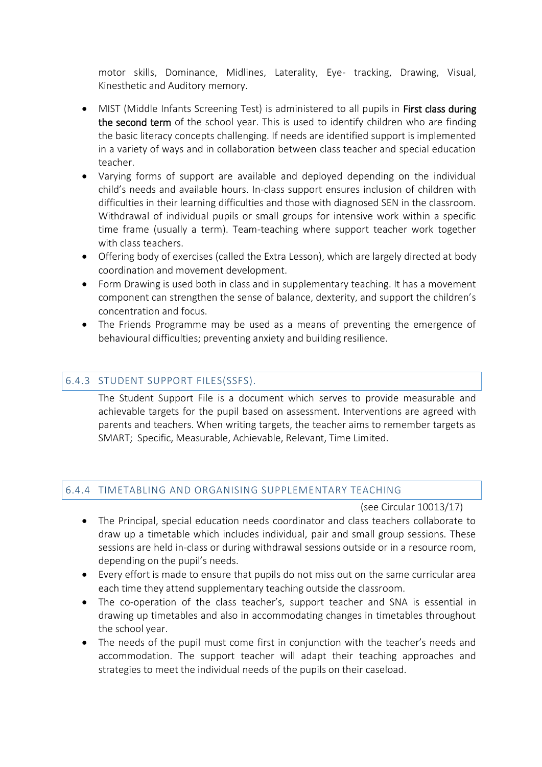motor skills, Dominance, Midlines, Laterality, Eye- tracking, Drawing, Visual, Kinesthetic and Auditory memory.

- MIST (Middle Infants Screening Test) is administered to all pupils in First class during the second term of the school year. This is used to identify children who are finding the basic literacy concepts challenging. If needs are identified support is implemented in a variety of ways and in collaboration between class teacher and special education teacher.
- Varying forms of support are available and deployed depending on the individual child's needs and available hours. In-class support ensures inclusion of children with difficulties in their learning difficulties and those with diagnosed SEN in the classroom. Withdrawal of individual pupils or small groups for intensive work within a specific time frame (usually a term). Team-teaching where support teacher work together with class teachers.
- Offering body of exercises (called the Extra Lesson), which are largely directed at body coordination and movement development.
- Form Drawing is used both in class and in supplementary teaching. It has a movement component can strengthen the sense of balance, dexterity, and support the children's concentration and focus.
- The Friends Programme may be used as a means of preventing the emergence of behavioural difficulties; preventing anxiety and building resilience.

### 6.4.3 STUDENT SUPPORT FILES(SSFS).

The Student Support File is a document which serves to provide measurable and achievable targets for the pupil based on assessment. Interventions are agreed with parents and teachers. When writing targets, the teacher aims to remember targets as SMART; Specific, Measurable, Achievable, Relevant, Time Limited.

### 6.4.4 TIMETABLING AND ORGANISING SUPPLEMENTARY TEACHING

(see Circular 10013/17)

- The Principal, special education needs coordinator and class teachers collaborate to draw up a timetable which includes individual, pair and small group sessions. These sessions are held in-class or during withdrawal sessions outside or in a resource room, depending on the pupil's needs.
- Every effort is made to ensure that pupils do not miss out on the same curricular area each time they attend supplementary teaching outside the classroom.
- The co-operation of the class teacher's, support teacher and SNA is essential in drawing up timetables and also in accommodating changes in timetables throughout the school year.
- The needs of the pupil must come first in conjunction with the teacher's needs and accommodation. The support teacher will adapt their teaching approaches and strategies to meet the individual needs of the pupils on their caseload.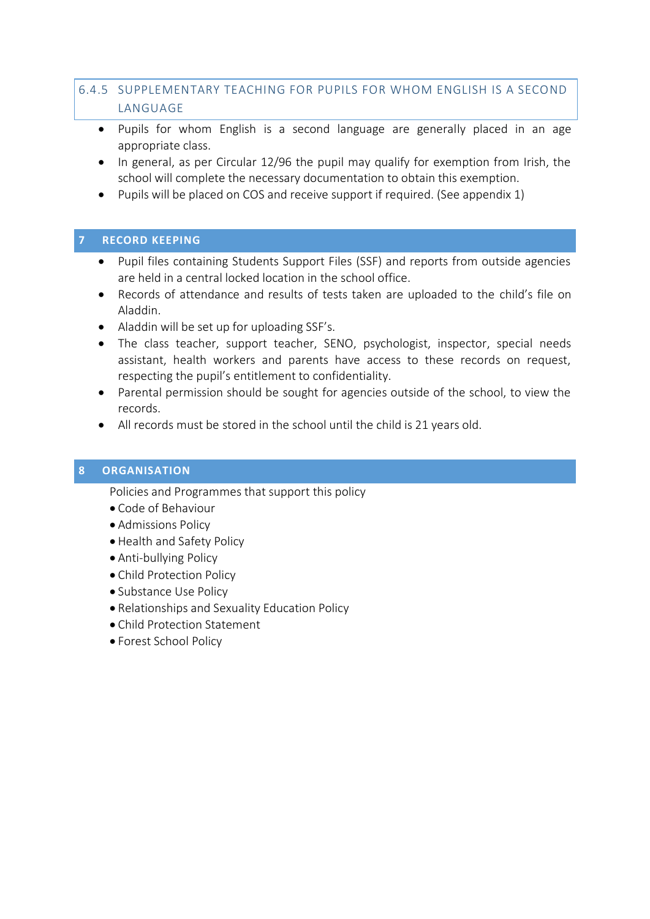### 6.4.5 SUPPLEMENTARY TEACHING FOR PUPILS FOR WHOM ENGLISH IS A SECOND LANGUAGE

- Pupils for whom English is a second language are generally placed in an age appropriate class.
- In general, as per Circular 12/96 the pupil may qualify for exemption from Irish, the school will complete the necessary documentation to obtain this exemption.
- Pupils will be placed on COS and receive support if required. (See appendix 1)

## 7 RECORD KEEPING

- Pupil files containing Students Support Files (SSF) and reports from outside agencies are held in a central locked location in the school office.
- Records of attendance and results of tests taken are uploaded to the child's file on Aladdin.
- Aladdin will be set up for uploading SSF's.
- The class teacher, support teacher, SENO, psychologist, inspector, special needs assistant, health workers and parents have access to these records on request, respecting the pupil's entitlement to confidentiality.
- Parental permission should be sought for agencies outside of the school, to view the records.
- All records must be stored in the school until the child is 21 years old.

## 8 ORGANISATION

Policies and Programmes that support this policy

- Code of Behaviour
- Admissions Policy
- Health and Safety Policy
- Anti-bullying Policy
- Child Protection Policy
- Substance Use Policy
- Relationships and Sexuality Education Policy
- Child Protection Statement
- Forest School Policy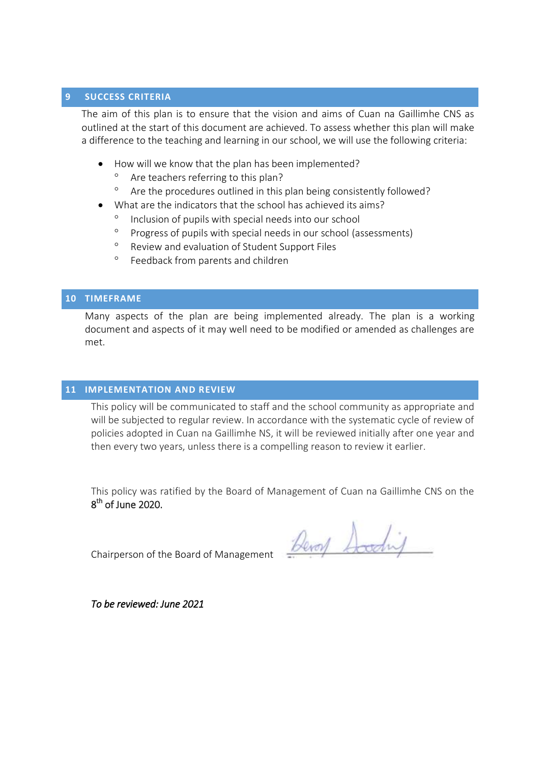## 9 SUCCESS CRITERIA

The aim of this plan is to ensure that the vision and aims of Cuan na Gaillimhe CNS as outlined at the start of this document are achieved. To assess whether this plan will make a difference to the teaching and learning in our school, we will use the following criteria:

- How will we know that the plan has been implemented?
  - Are teachers referring to this plan?
  - Are the procedures outlined in this plan being consistently followed?
- What are the indicators that the school has achieved its aims?
  - Inclusion of pupils with special needs into our school
  - Progress of pupils with special needs in our school (assessments)
  - Review and evaluation of Student Support Files
  - Feedback from parents and children

## 10 TIMEFRAME

Many aspects of the plan are being implemented already. The plan is a working document and aspects of it may well need to be modified or amended as challenges are met.

## 11 IMPLEMENTATION AND REVIEW

This policy will be communicated to staff and the school community as appropriate and will be subjected to regular review. In accordance with the systematic cycle of review of policies adopted in Cuan na Gaillimhe NS, it will be reviewed initially after one year and then every two years, unless there is a compelling reason to review it earlier.

This policy was ratified by the Board of Management of Cuan na Gaillimhe CNS on the 8th of June 2020.

Chairperson of the Board of Management ____________________

*To be reviewed: June 2021*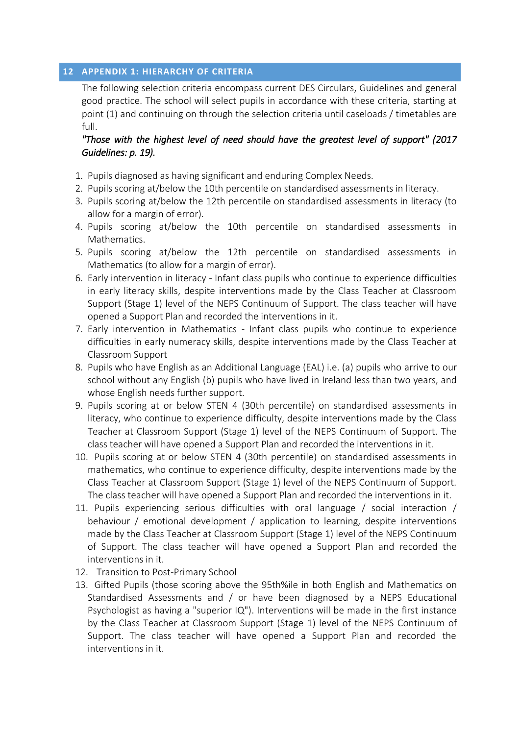## 12 APPENDIX 1: HIERARCHY OF CRITERIA

The following selection criteria encompass current DES Circulars, Guidelines and general good practice. The school will select pupils in accordance with these criteria, starting at point (1) and continuing on through the selection criteria until caseloads / timetables are full.

*"Those with the highest level of need should have the greatest level of support" (2017 Guidelines: p. 19).*

1. Pupils diagnosed as having significant and enduring Complex Needs.
2. Pupils scoring at/below the 10th percentile on standardised assessments in literacy.
3. Pupils scoring at/below the 12th percentile on standardised assessments in literacy (to allow for a margin of error).
4. Pupils scoring at/below the 10th percentile on standardised assessments in Mathematics.
5. Pupils scoring at/below the 12th percentile on standardised assessments in Mathematics (to allow for a margin of error).
6. Early intervention in literacy - Infant class pupils who continue to experience difficulties in early literacy skills, despite interventions made by the Class Teacher at Classroom Support (Stage 1) level of the NEPS Continuum of Support. The class teacher will have opened a Support Plan and recorded the interventions in it.
7. Early intervention in Mathematics - Infant class pupils who continue to experience difficulties in early numeracy skills, despite interventions made by the Class Teacher at Classroom Support
8. Pupils who have English as an Additional Language (EAL) i.e. (a) pupils who arrive to our school without any English (b) pupils who have lived in Ireland less than two years, and whose English needs further support.
9. Pupils scoring at or below STEN 4 (30th percentile) on standardised assessments in literacy, who continue to experience difficulty, despite interventions made by the Class Teacher at Classroom Support (Stage 1) level of the NEPS Continuum of Support. The class teacher will have opened a Support Plan and recorded the interventions in it.
10. Pupils scoring at or below STEN 4 (30th percentile) on standardised assessments in mathematics, who continue to experience difficulty, despite interventions made by the Class Teacher at Classroom Support (Stage 1) level of the NEPS Continuum of Support. The class teacher will have opened a Support Plan and recorded the interventions in it.
11. Pupils experiencing serious difficulties with oral language / social interaction / behaviour / emotional development / application to learning, despite interventions made by the Class Teacher at Classroom Support (Stage 1) level of the NEPS Continuum of Support. The class teacher will have opened a Support Plan and recorded the interventions in it.
12. Transition to Post-Primary School
13. Gifted Pupils (those scoring above the 95th%ile in both English and Mathematics on Standardised Assessments and / or have been diagnosed by a NEPS Educational Psychologist as having a "superior IQ"). Interventions will be made in the first instance by the Class Teacher at Classroom Support (Stage 1) level of the NEPS Continuum of Support. The class teacher will have opened a Support Plan and recorded the interventions in it.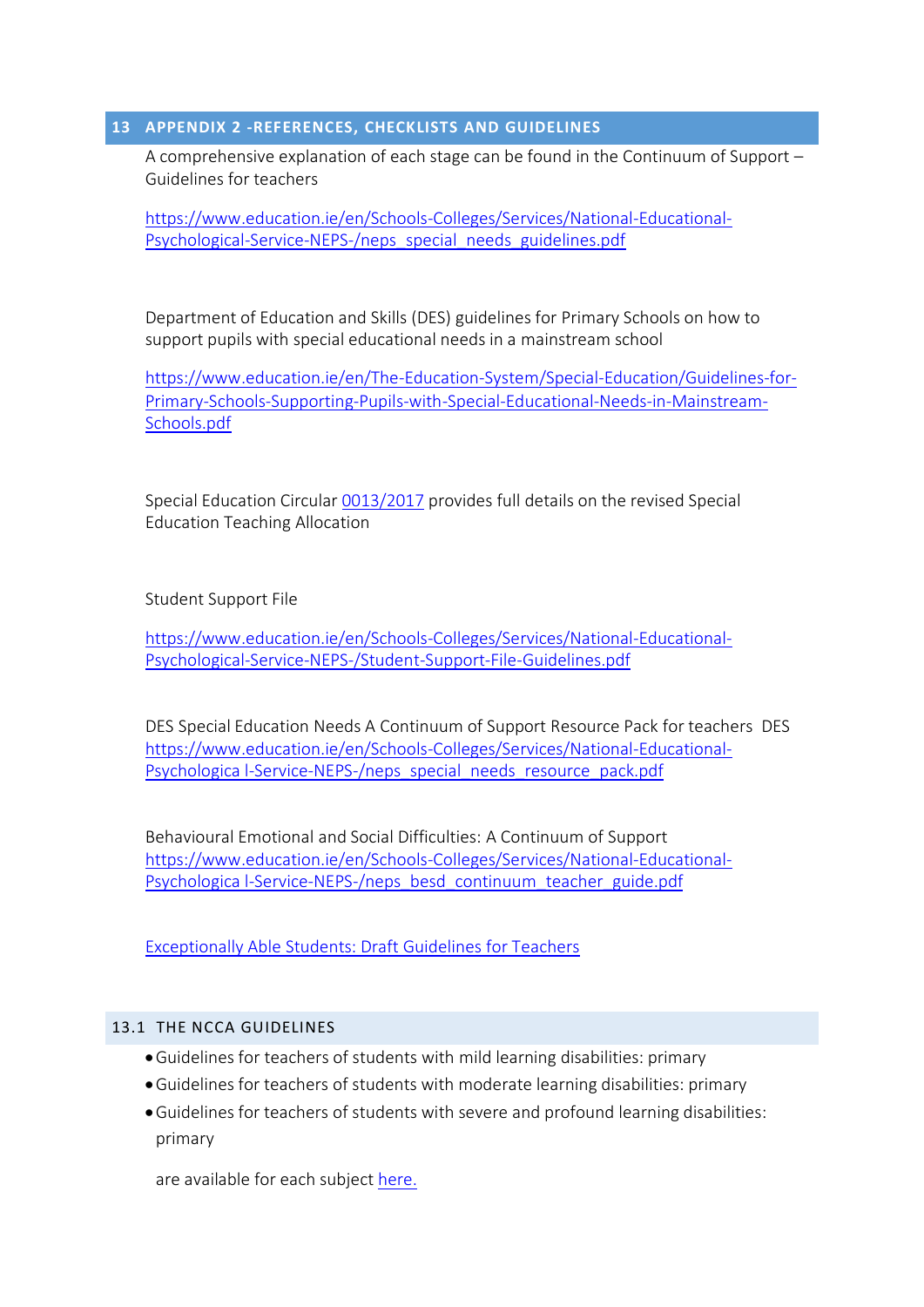## 13 APPENDIX 2 -REFERENCES, CHECKLISTS AND GUIDELINES

A comprehensive explanation of each stage can be found in the Continuum of Support – Guidelines for teachers

https://www.education.ie/en/Schools-Colleges/Services/National-Educational-Psychological-Service-NEPS-/neps_special_needs_guidelines.pdf

Department of Education and Skills (DES) guidelines for Primary Schools on how to support pupils with special educational needs in a mainstream school

https://www.education.ie/en/The-Education-System/Special-Education/Guidelines-for-Primary-Schools-Supporting-Pupils-with-Special-Educational-Needs-in-Mainstream-Schools.pdf

Special Education Circular 0013/2017 provides full details on the revised Special Education Teaching Allocation

Student Support File

https://www.education.ie/en/Schools-Colleges/Services/National-Educational-Psychological-Service-NEPS-/Student-Support-File-Guidelines.pdf

DES Special Education Needs A Continuum of Support Resource Pack for teachers DES
https://www.education.ie/en/Schools-Colleges/Services/National-Educational-Psychologica l-Service-NEPS-/neps_special_needs_resource_pack.pdf

Behavioural Emotional and Social Difficulties: A Continuum of Support
https://www.education.ie/en/Schools-Colleges/Services/National-Educational-Psychologica l-Service-NEPS-/neps_besd_continuum_teacher_guide.pdf

Exceptionally Able Students: Draft Guidelines for Teachers

### 13.1 THE NCCA GUIDELINES

- Guidelines for teachers of students with mild learning disabilities: primary
- Guidelines for teachers of students with moderate learning disabilities: primary
- Guidelines for teachers of students with severe and profound learning disabilities: primary

are available for each subject here.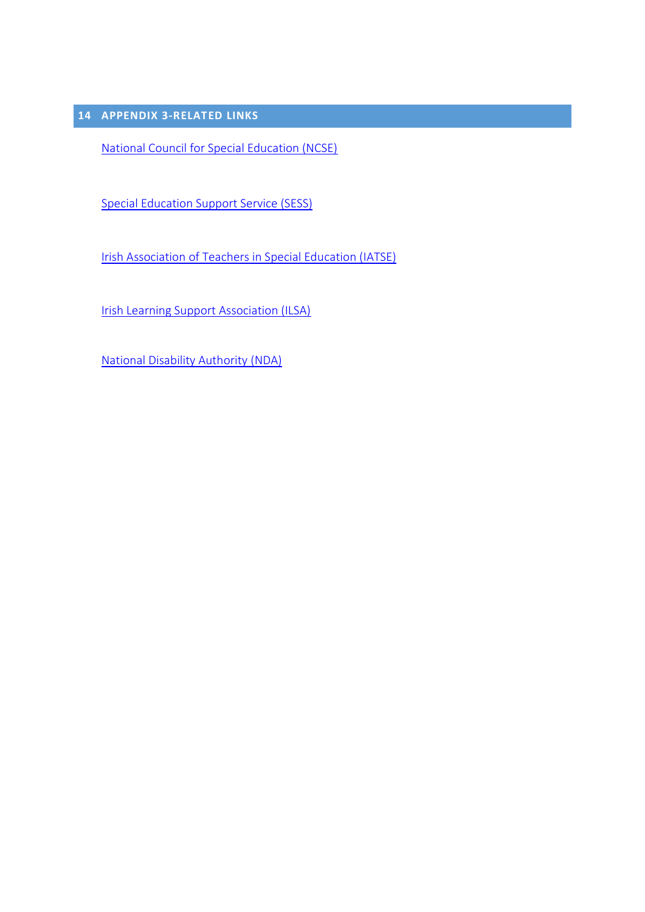## 14 APPENDIX 3-RELATED LINKS

National Council for Special Education (NCSE)

Special Education Support Service (SESS)

Irish Association of Teachers in Special Education (IATSE)

Irish Learning Support Association (ILSA)

National Disability Authority (NDA)